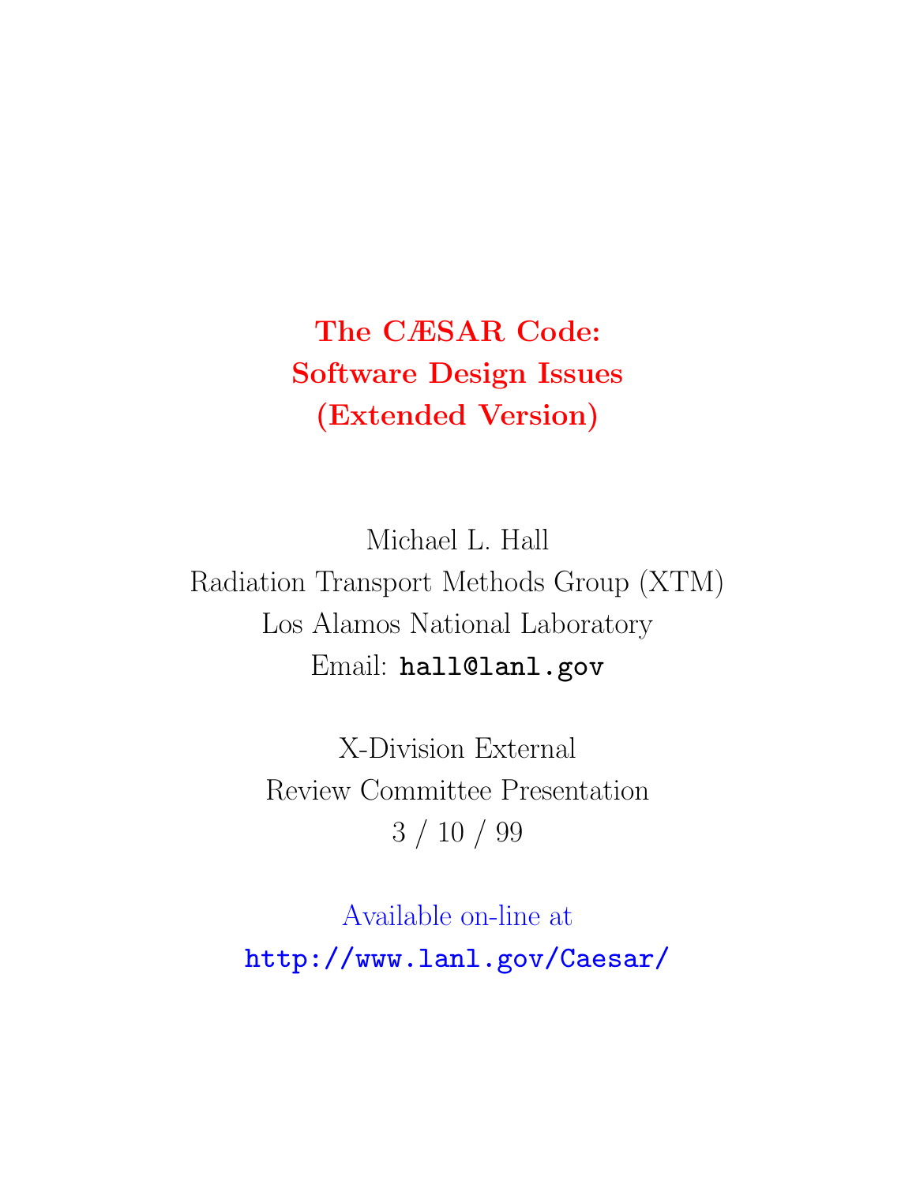# The CÆSAR Code:
# Software Design Issues
# (Extended Version)

Michael L. Hall
Radiation Transport Methods Group (XTM)
Los Alamos National Laboratory
Email: `hall@lanl.gov`

X-Division External
Review Committee Presentation
3 / 10 / 99

Available on-line at
`http://www.lanl.gov/Caesar/`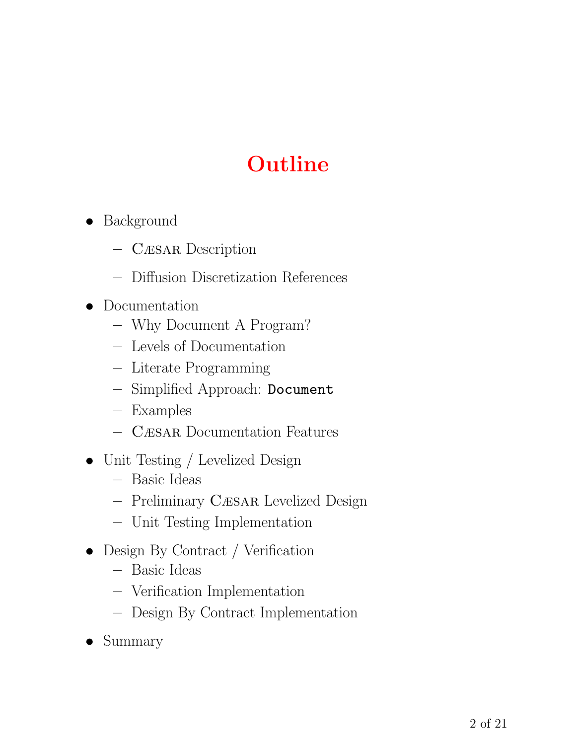# Outline

- Background
  - Cæsar Description
  - Diffusion Discretization References
- Documentation
  - Why Document A Program?
  - Levels of Documentation
  - Literate Programming
  - Simplified Approach: `Document`
  - Examples
  - Cæsar Documentation Features
- Unit Testing / Levelized Design
  - Basic Ideas
  - Preliminary Cæsar Levelized Design
  - Unit Testing Implementation
- Design By Contract / Verification
  - Basic Ideas
  - Verification Implementation
  - Design By Contract Implementation
- Summary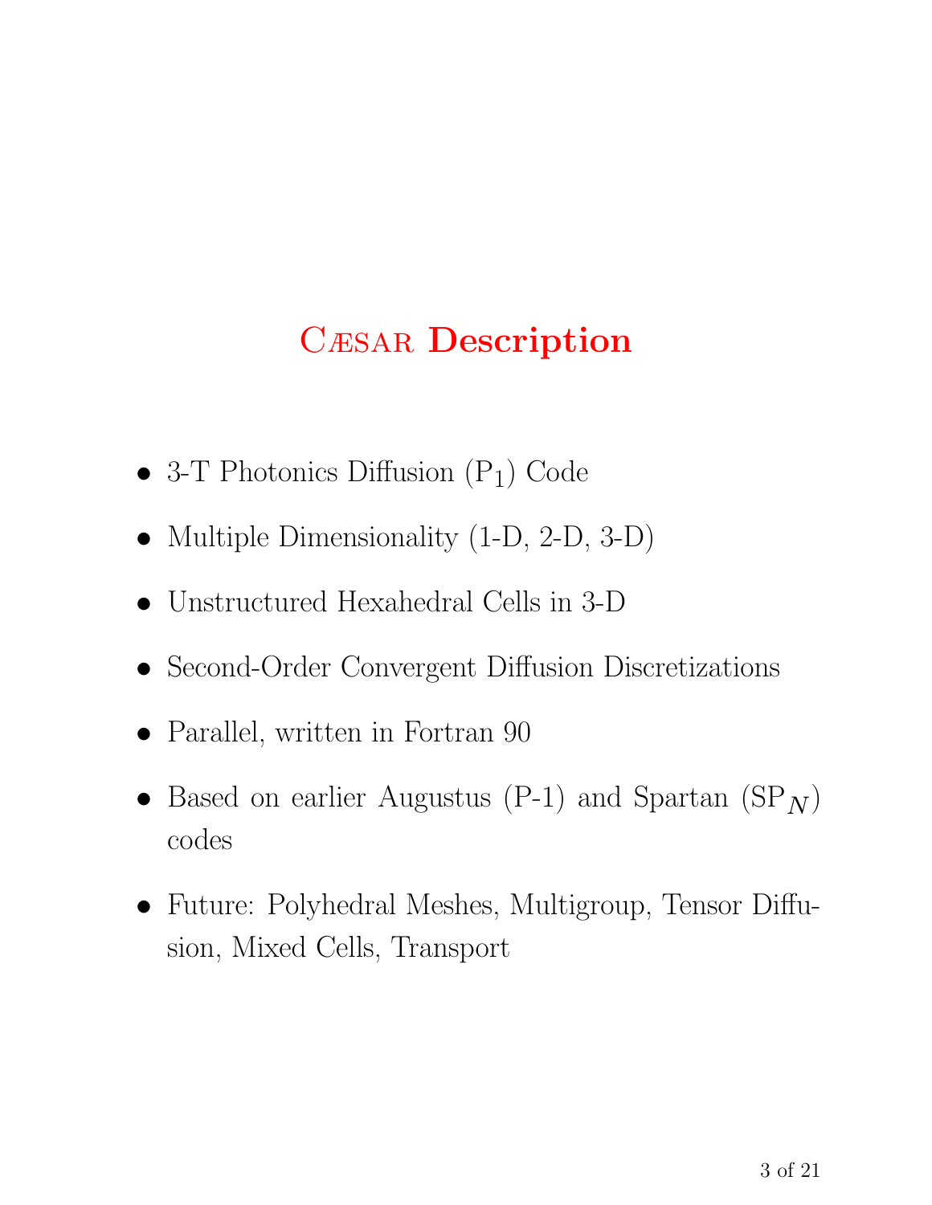# CÆSAR Description

- 3-T Photonics Diffusion ($P_1$) Code
- Multiple Dimensionality (1-D, 2-D, 3-D)
- Unstructured Hexahedral Cells in 3-D
- Second-Order Convergent Diffusion Discretizations
- Parallel, written in Fortran 90
- Based on earlier Augustus (P-1) and Spartan ($SP_N$) codes
- Future: Polyhedral Meshes, Multigroup, Tensor Diffusion, Mixed Cells, Transport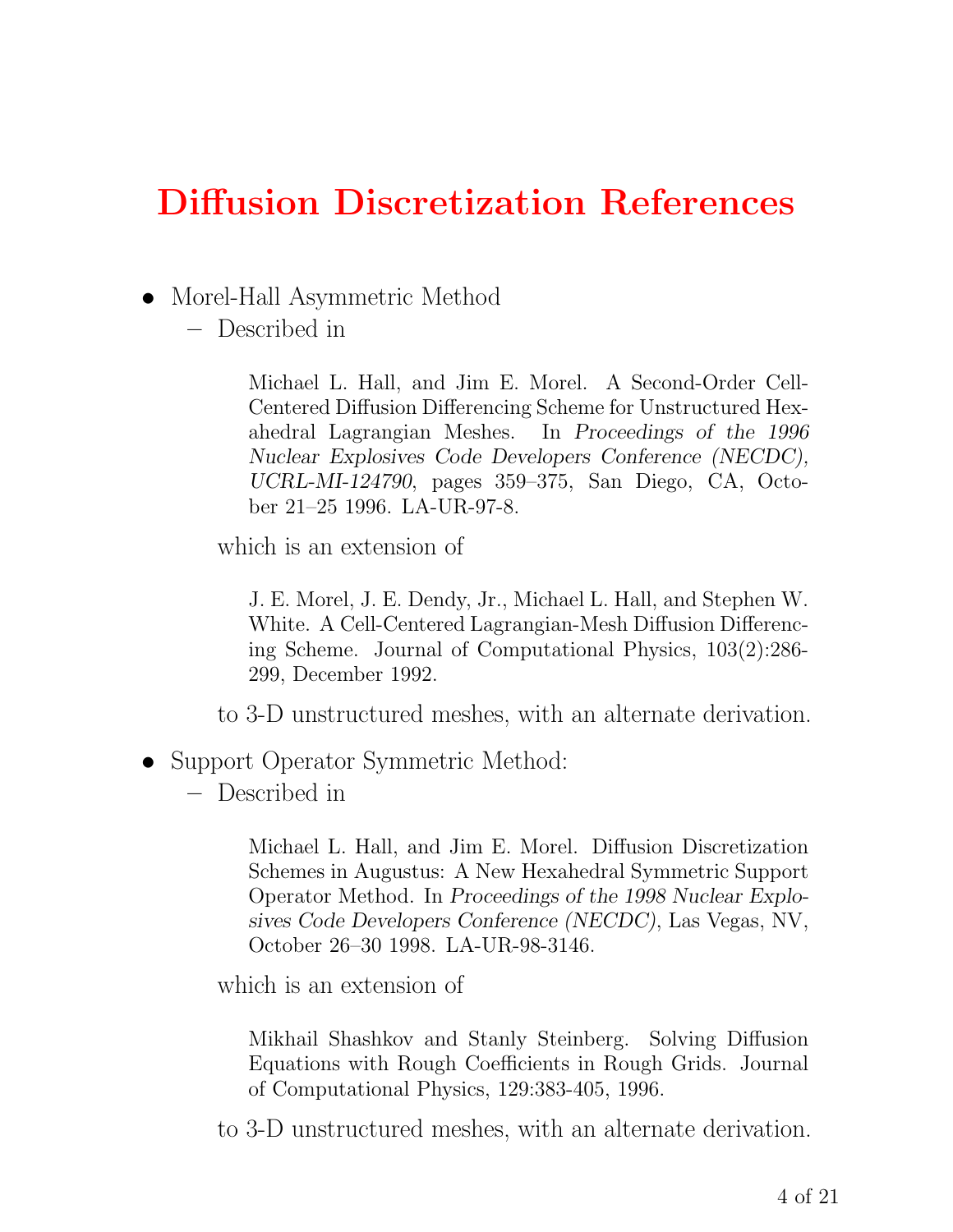# Diffusion Discretization References

- Morel-Hall Asymmetric Method
  - Described in

    > Michael L. Hall, and Jim E. Morel. A Second-Order Cell-Centered Diffusion Differencing Scheme for Unstructured Hexahedral Lagrangian Meshes. In *Proceedings of the 1996 Nuclear Explosives Code Developers Conference (NECDC), UCRL-MI-124790*, pages 359–375, San Diego, CA, October 21–25 1996. LA-UR-97-8.

    which is an extension of

    > J. E. Morel, J. E. Dendy, Jr., Michael L. Hall, and Stephen W. White. A Cell-Centered Lagrangian-Mesh Diffusion Differencing Scheme. Journal of Computational Physics, 103(2):286-299, December 1992.

    to 3-D unstructured meshes, with an alternate derivation.

- Support Operator Symmetric Method:
  - Described in

    > Michael L. Hall, and Jim E. Morel. Diffusion Discretization Schemes in Augustus: A New Hexahedral Symmetric Support Operator Method. In *Proceedings of the 1998 Nuclear Explosives Code Developers Conference (NECDC)*, Las Vegas, NV, October 26–30 1998. LA-UR-98-3146.

    which is an extension of

    > Mikhail Shashkov and Stanly Steinberg. Solving Diffusion Equations with Rough Coefficients in Rough Grids. Journal of Computational Physics, 129:383-405, 1996.

    to 3-D unstructured meshes, with an alternate derivation.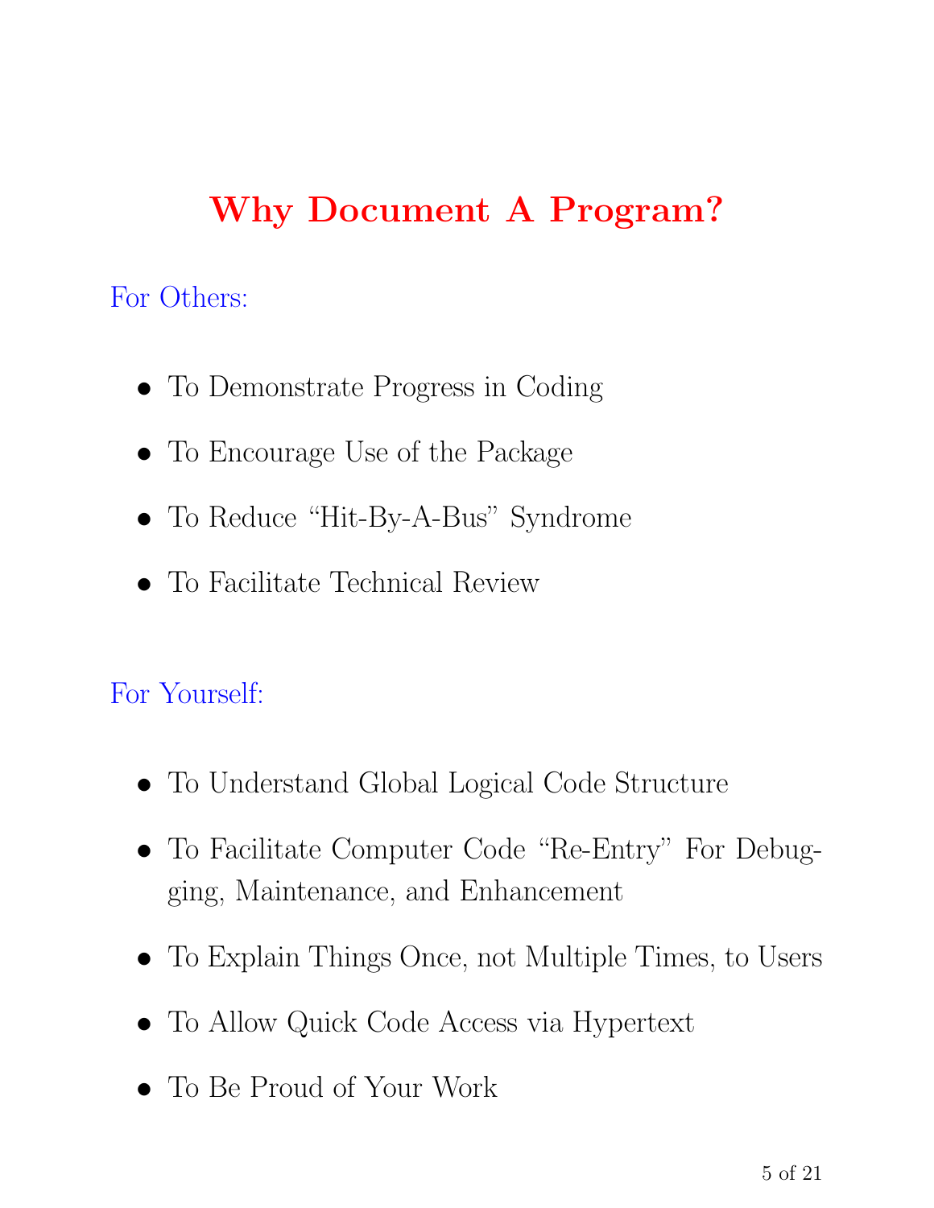# Why Document A Program?

For Others:

- To Demonstrate Progress in Coding
- To Encourage Use of the Package
- To Reduce "Hit-By-A-Bus" Syndrome
- To Facilitate Technical Review

For Yourself:

- To Understand Global Logical Code Structure
- To Facilitate Computer Code "Re-Entry" For Debugging, Maintenance, and Enhancement
- To Explain Things Once, not Multiple Times, to Users
- To Allow Quick Code Access via Hypertext
- To Be Proud of Your Work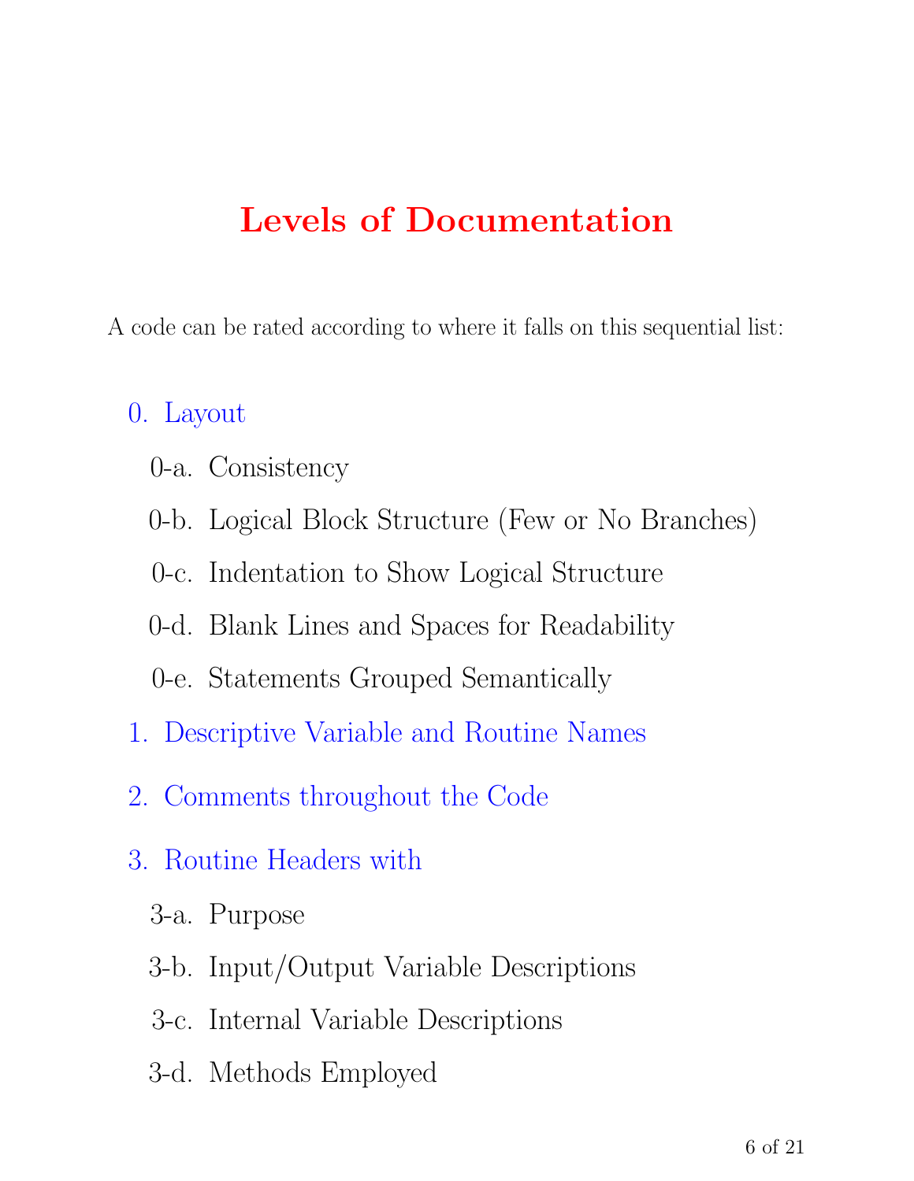# Levels of Documentation

A code can be rated according to where it falls on this sequential list:

0. Layout
   - 0-a. Consistency
   - 0-b. Logical Block Structure (Few or No Branches)
   - 0-c. Indentation to Show Logical Structure
   - 0-d. Blank Lines and Spaces for Readability
   - 0-e. Statements Grouped Semantically
1. Descriptive Variable and Routine Names
2. Comments throughout the Code
3. Routine Headers with
   - 3-a. Purpose
   - 3-b. Input/Output Variable Descriptions
   - 3-c. Internal Variable Descriptions
   - 3-d. Methods Employed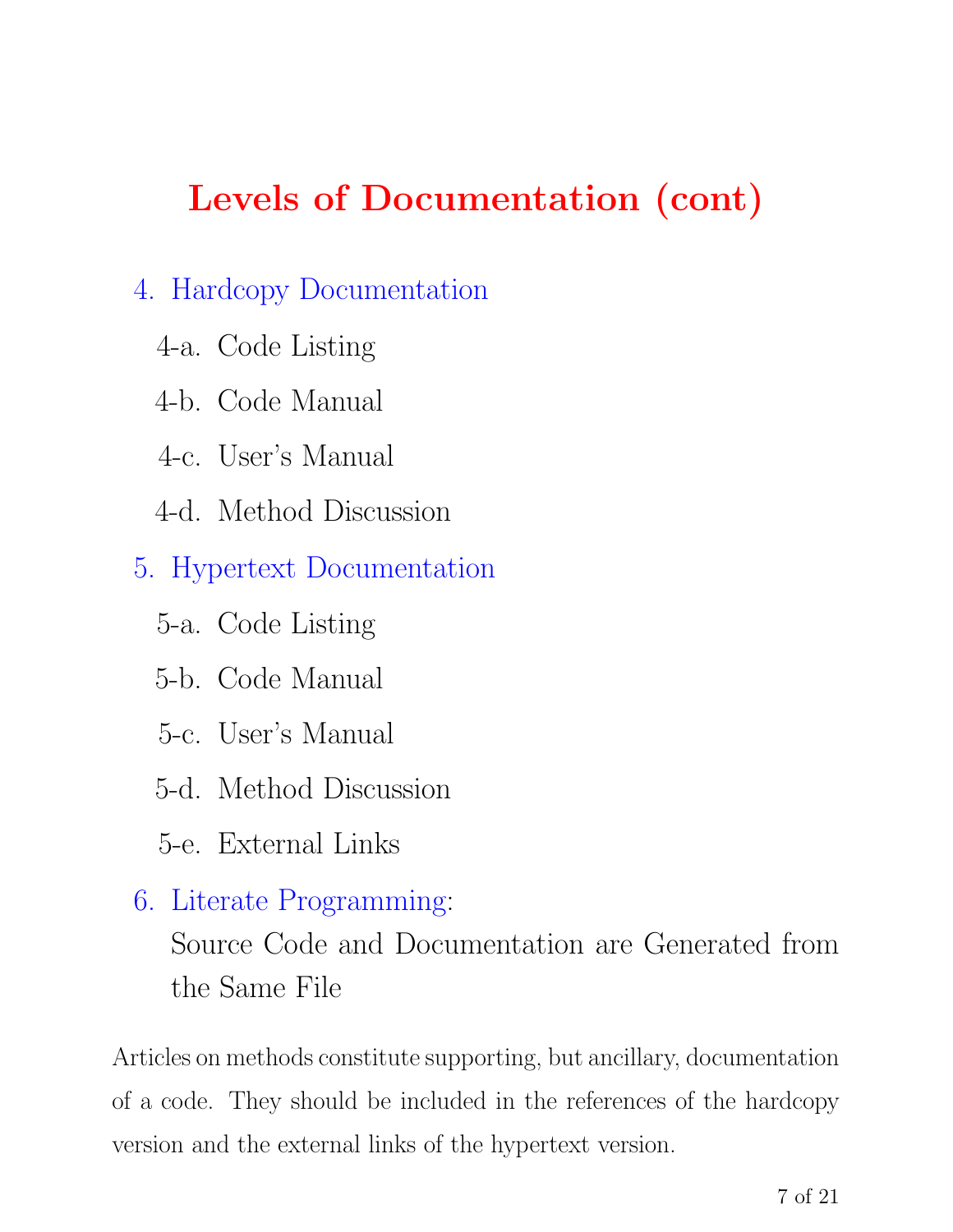# Levels of Documentation (cont)

4. Hardcopy Documentation
   - 4-a. Code Listing
   - 4-b. Code Manual
   - 4-c. User's Manual
   - 4-d. Method Discussion
5. Hypertext Documentation
   - 5-a. Code Listing
   - 5-b. Code Manual
   - 5-c. User's Manual
   - 5-d. Method Discussion
   - 5-e. External Links
6. Literate Programming:
   Source Code and Documentation are Generated from the Same File

Articles on methods constitute supporting, but ancillary, documentation of a code. They should be included in the references of the hardcopy version and the external links of the hypertext version.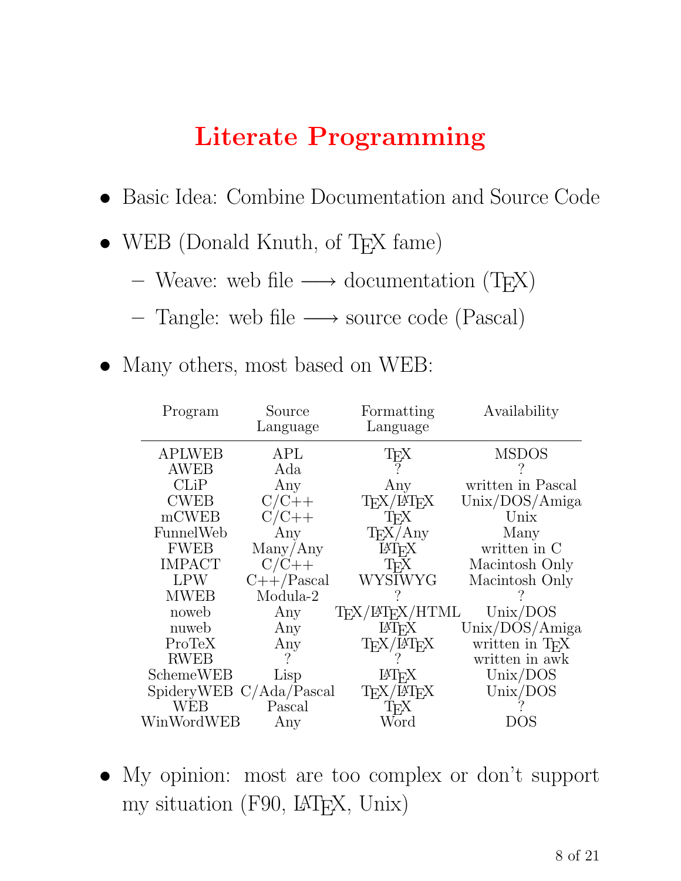# Literate Programming

- Basic Idea: Combine Documentation and Source Code
- WEB (Donald Knuth, of TeX fame)
  - Weave: web file ⟶ documentation (TeX)
  - Tangle: web file ⟶ source code (Pascal)
- Many others, most based on WEB:

| Program | Source Language | Formatting Language | Availability |
|---|---|---|---|
| APLWEB | APL | TeX | MSDOS |
| AWEB | Ada | ? | ? |
| CLiP | Any | Any | written in Pascal |
| CWEB | C/C++ | TeX/LaTeX | Unix/DOS/Amiga |
| mCWEB | C/C++ | TeX | Unix |
| FunnelWeb | Any | TeX/Any | Many |
| FWEB | Many/Any | LaTeX | written in C |
| IMPACT | C/C++ | TeX | Macintosh Only |
| LPW | C++/Pascal | WYSIWYG | Macintosh Only |
| MWEB | Modula-2 | ? | ? |
| noweb | Any | TeX/LaTeX/HTML | Unix/DOS |
| nuweb | Any | LaTeX | Unix/DOS/Amiga |
| ProTeX | Any | TeX/LaTeX | written in TeX |
| RWEB | ? | ? | written in awk |
| SchemeWEB | Lisp | LaTeX | Unix/DOS |
| SpideryWEB | C/Ada/Pascal | TeX/LaTeX | Unix/DOS |
| WEB | Pascal | TeX | ? |
| WinWordWEB | Any | Word | DOS |

- My opinion: most are too complex or don't support my situation (F90, LaTeX, Unix)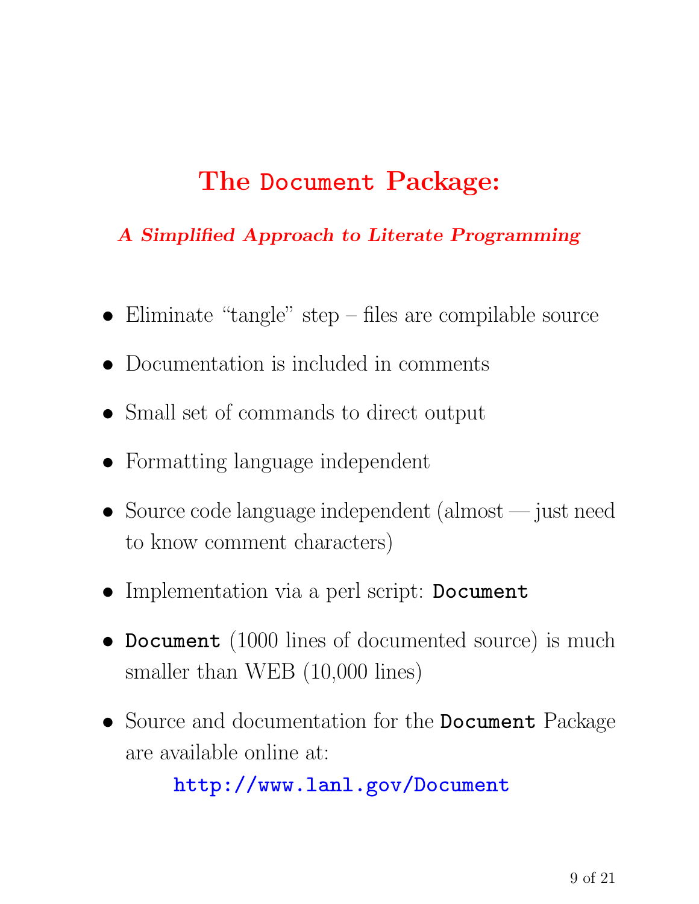# The `Document` Package:

***A Simplified Approach to Literate Programming***

- Eliminate "tangle" step – files are compilable source
- Documentation is included in comments
- Small set of commands to direct output
- Formatting language independent
- Source code language independent (almost — just need to know comment characters)
- Implementation via a perl script: **`Document`**
- **`Document`** (1000 lines of documented source) is much smaller than WEB (10,000 lines)
- Source and documentation for the **`Document`** Package are available online at:

  `http://www.lanl.gov/Document`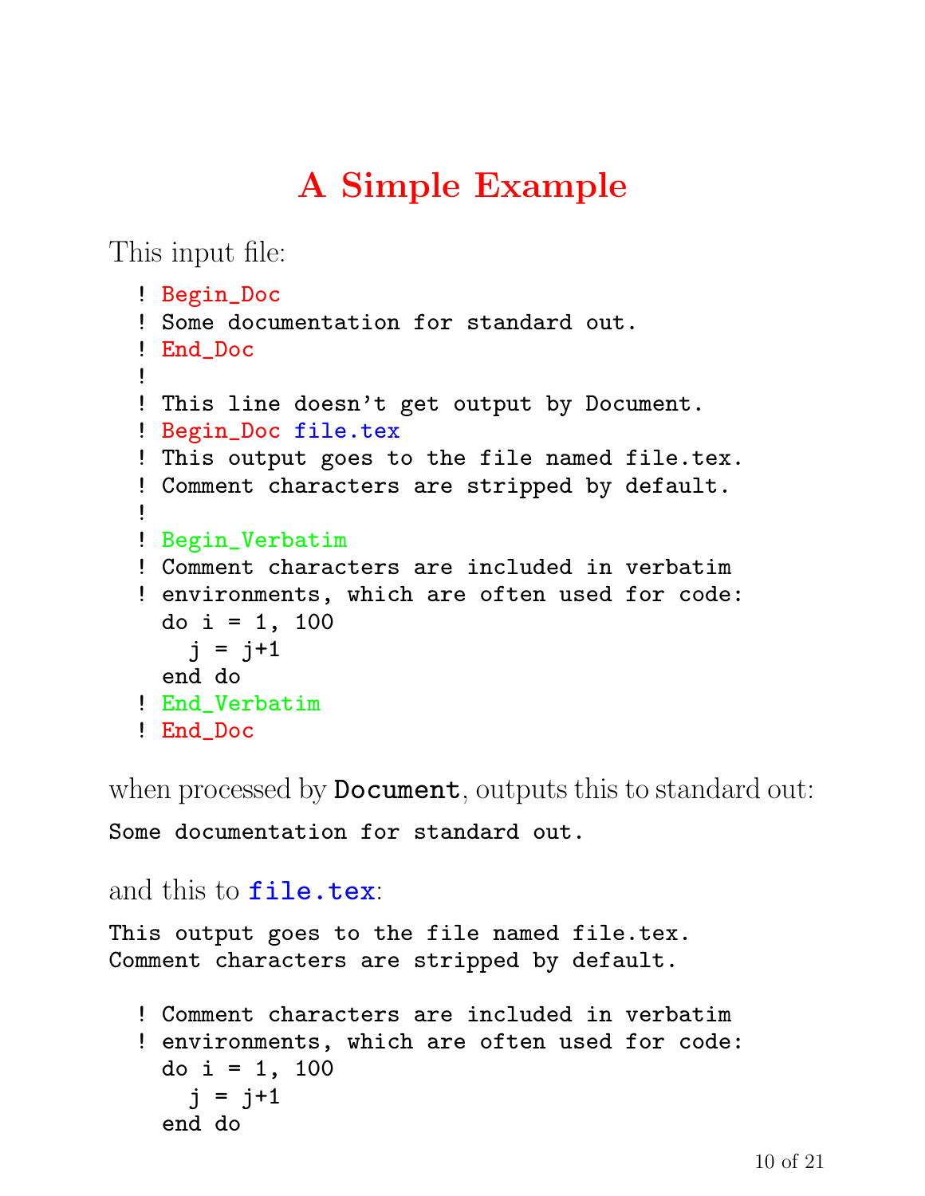# A Simple Example

This input file:

```
! Begin_Doc
! Some documentation for standard out.
! End_Doc
!
! This line doesn't get output by Document.
! Begin_Doc file.tex
! This output goes to the file named file.tex.
! Comment characters are stripped by default.
!
! Begin_Verbatim
! Comment characters are included in verbatim
! environments, which are often used for code:
  do i = 1, 100
    j = j+1
  end do
! End_Verbatim
! End_Doc
```

when processed by **`Document`**, outputs this to standard out:

```
Some documentation for standard out.
```

and this to **`file.tex`**:

```
This output goes to the file named file.tex.
Comment characters are stripped by default.

  ! Comment characters are included in verbatim
  ! environments, which are often used for code:
    do i = 1, 100
      j = j+1
    end do
```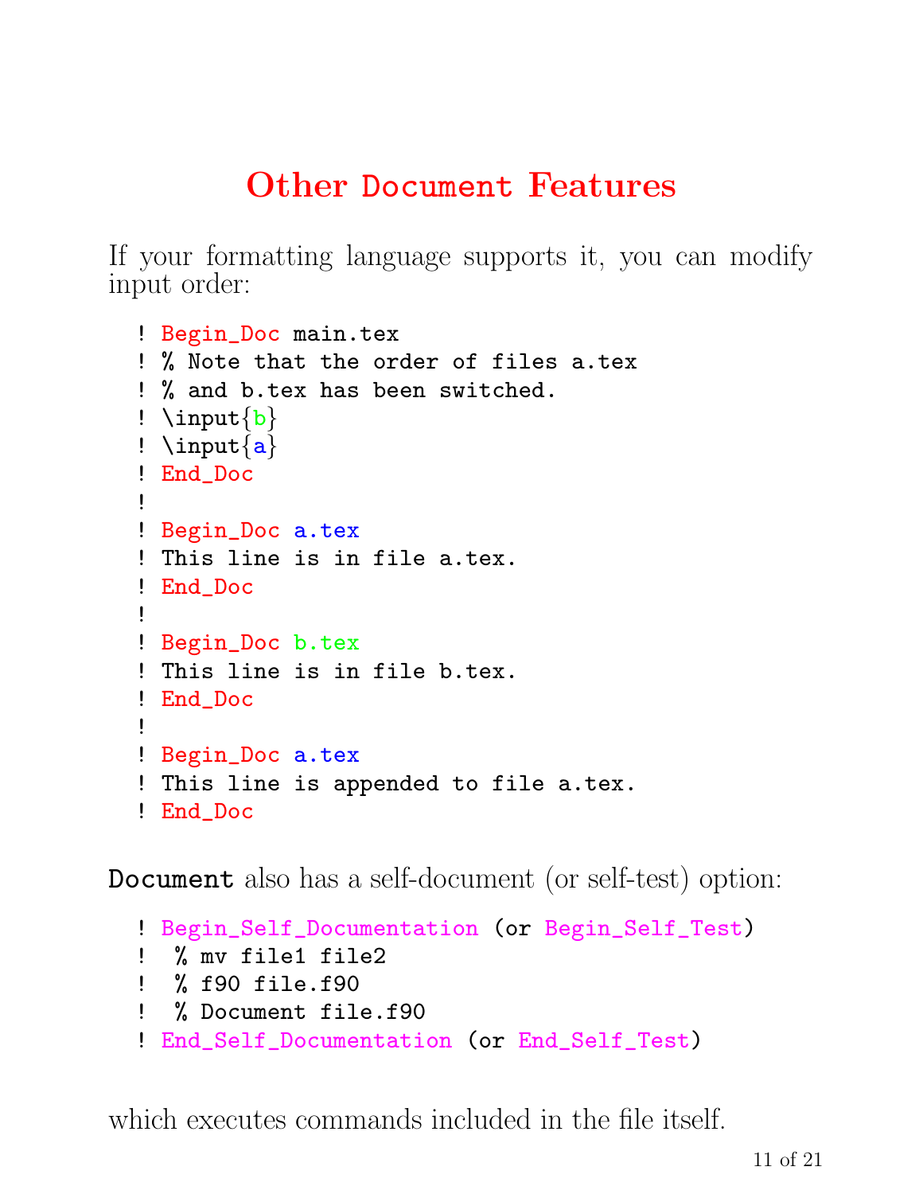# Other Document Features

If your formatting language supports it, you can modify input order:

```
! Begin_Doc main.tex
! % Note that the order of files a.tex
! % and b.tex has been switched.
! \input{b}
! \input{a}
! End_Doc
!
! Begin_Doc a.tex
! This line is in file a.tex.
! End_Doc
!
! Begin_Doc b.tex
! This line is in file b.tex.
! End_Doc
!
! Begin_Doc a.tex
! This line is appended to file a.tex.
! End_Doc
```

`Document` also has a self-document (or self-test) option:

```
! Begin_Self_Documentation (or Begin_Self_Test)
!  % mv file1 file2
!  % f90 file.f90
!  % Document file.f90
! End_Self_Documentation (or End_Self_Test)
```

which executes commands included in the file itself.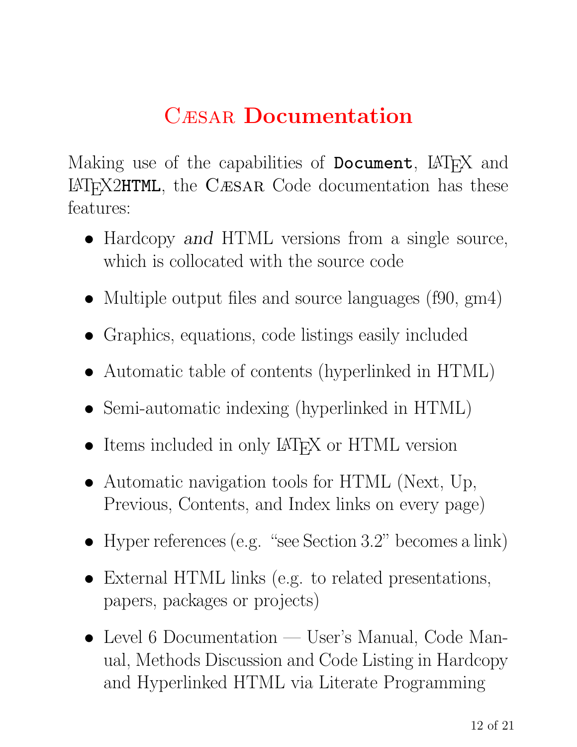# CÆSAR Documentation

Making use of the capabilities of **`Document`**, LaTeX and LaTeX2**`HTML`**, the CÆSAR Code documentation has these features:

- Hardcopy *and* HTML versions from a single source, which is collocated with the source code
- Multiple output files and source languages (f90, gm4)
- Graphics, equations, code listings easily included
- Automatic table of contents (hyperlinked in HTML)
- Semi-automatic indexing (hyperlinked in HTML)
- Items included in only LaTeX or HTML version
- Automatic navigation tools for HTML (Next, Up, Previous, Contents, and Index links on every page)
- Hyper references (e.g. "see Section 3.2" becomes a link)
- External HTML links (e.g. to related presentations, papers, packages or projects)
- Level 6 Documentation — User's Manual, Code Manual, Methods Discussion and Code Listing in Hardcopy and Hyperlinked HTML via Literate Programming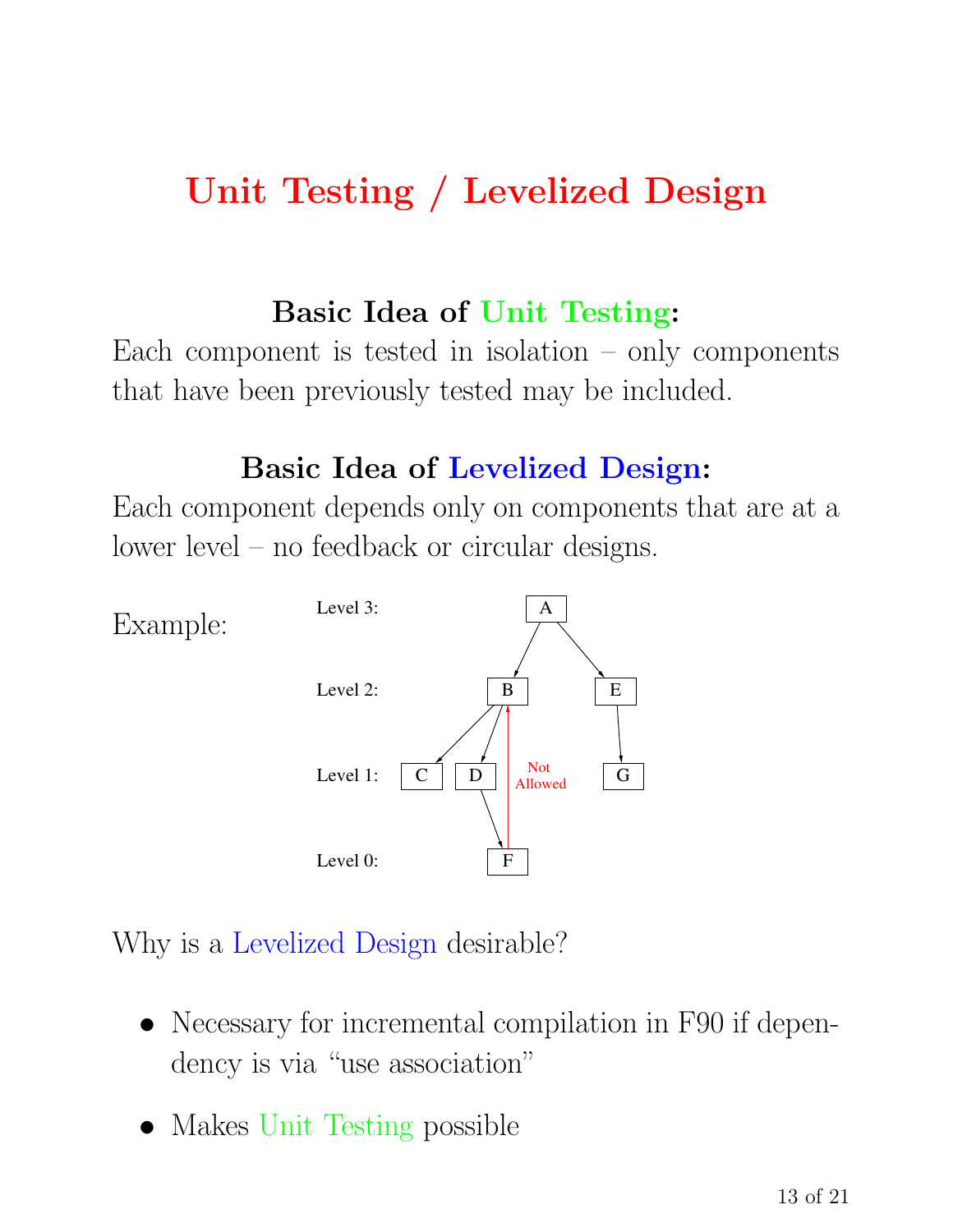# Unit Testing / Levelized Design

### Basic Idea of Unit Testing:

Each component is tested in isolation – only components that have been previously tested may be included.

### Basic Idea of Levelized Design:

Each component depends only on components that are at a lower level – no feedback or circular designs.

Example:

Level 3: A

Level 2: B, E

Level 1: C, D, G

Level 0: F

Not Allowed

Why is a Levelized Design desirable?

- Necessary for incremental compilation in F90 if dependency is via "use association"
- Makes Unit Testing possible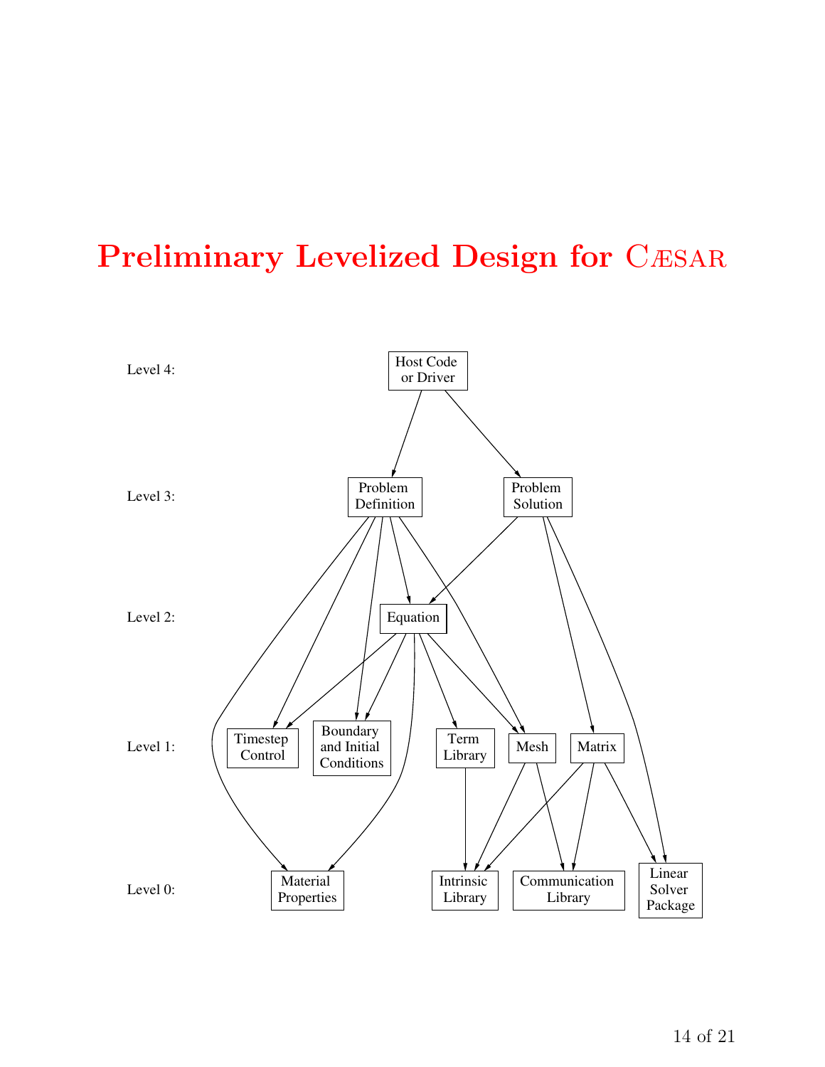# Preliminary Levelized Design for CÆSAR

Level 4: Host Code or Driver

Level 3: Problem Definition, Problem Solution

Level 2: Equation

Level 1: Timestep Control, Boundary and Initial Conditions, Term Library, Mesh, Matrix

Level 0: Material Properties, Intrinsic Library, Communication Library, Linear Solver Package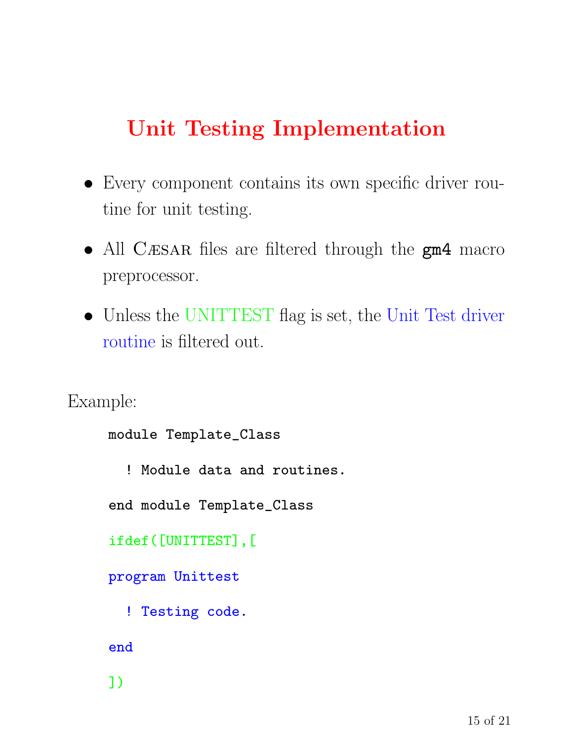# Unit Testing Implementation

- Every component contains its own specific driver routine for unit testing.
- All CÆSAR files are filtered through the **gm4** macro preprocessor.
- Unless the UNITTEST flag is set, the Unit Test driver routine is filtered out.

Example:

```
module Template_Class

  ! Module data and routines.

end module Template_Class

ifdef([UNITTEST],[

program Unittest

  ! Testing code.

end

])
```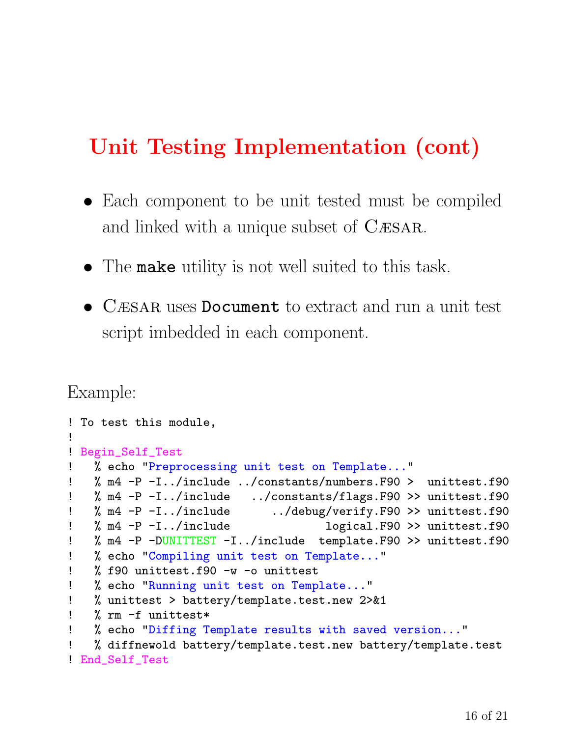# Unit Testing Implementation (cont)

- Each component to be unit tested must be compiled and linked with a unique subset of CÆSAR.
- The **make** utility is not well suited to this task.
- CÆSAR uses **Document** to extract and run a unit test script imbedded in each component.

Example:

```
! To test this module,
!
! Begin_Self_Test
!   % echo "Preprocessing unit test on Template..."
!   % m4 -P -I../include ../constants/numbers.F90 >  unittest.f90
!   % m4 -P -I../include   ../constants/flags.F90 >> unittest.f90
!   % m4 -P -I../include      ../debug/verify.F90 >> unittest.f90
!   % m4 -P -I../include              logical.F90 >> unittest.f90
!   % m4 -P -DUNITTEST -I../include  template.F90 >> unittest.f90
!   % echo "Compiling unit test on Template..."
!   % f90 unittest.f90 -w -o unittest
!   % echo "Running unit test on Template..."
!   % unittest > battery/template.test.new 2>&1
!   % rm -f unittest*
!   % echo "Diffing Template results with saved version..."
!   % diffnewold battery/template.test.new battery/template.test
! End_Self_Test
```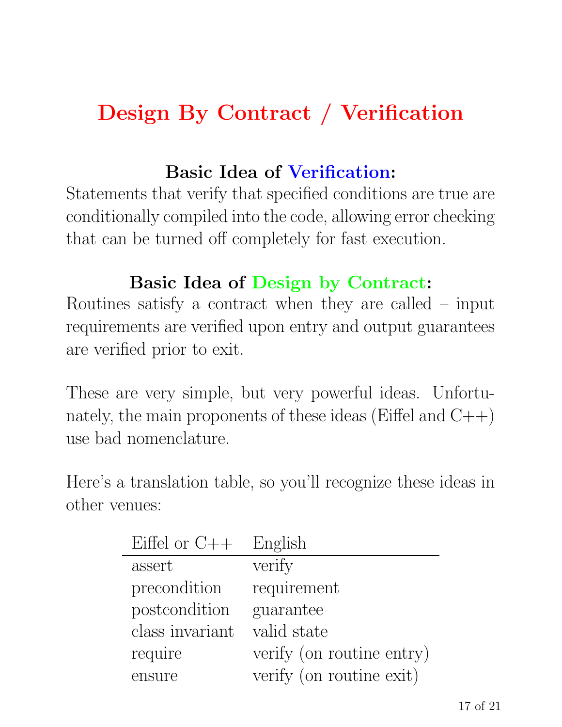# Design By Contract / Verification

### Basic Idea of Verification:

Statements that verify that specified conditions are true are conditionally compiled into the code, allowing error checking that can be turned off completely for fast execution.

### Basic Idea of Design by Contract:

Routines satisfy a contract when they are called – input requirements are verified upon entry and output guarantees are verified prior to exit.

These are very simple, but very powerful ideas. Unfortunately, the main proponents of these ideas (Eiffel and C++) use bad nomenclature.

Here's a translation table, so you'll recognize these ideas in other venues:

| Eiffel or C++ | English |
|---|---|
| assert | verify |
| precondition | requirement |
| postcondition | guarantee |
| class invariant | valid state |
| require | verify (on routine entry) |
| ensure | verify (on routine exit) |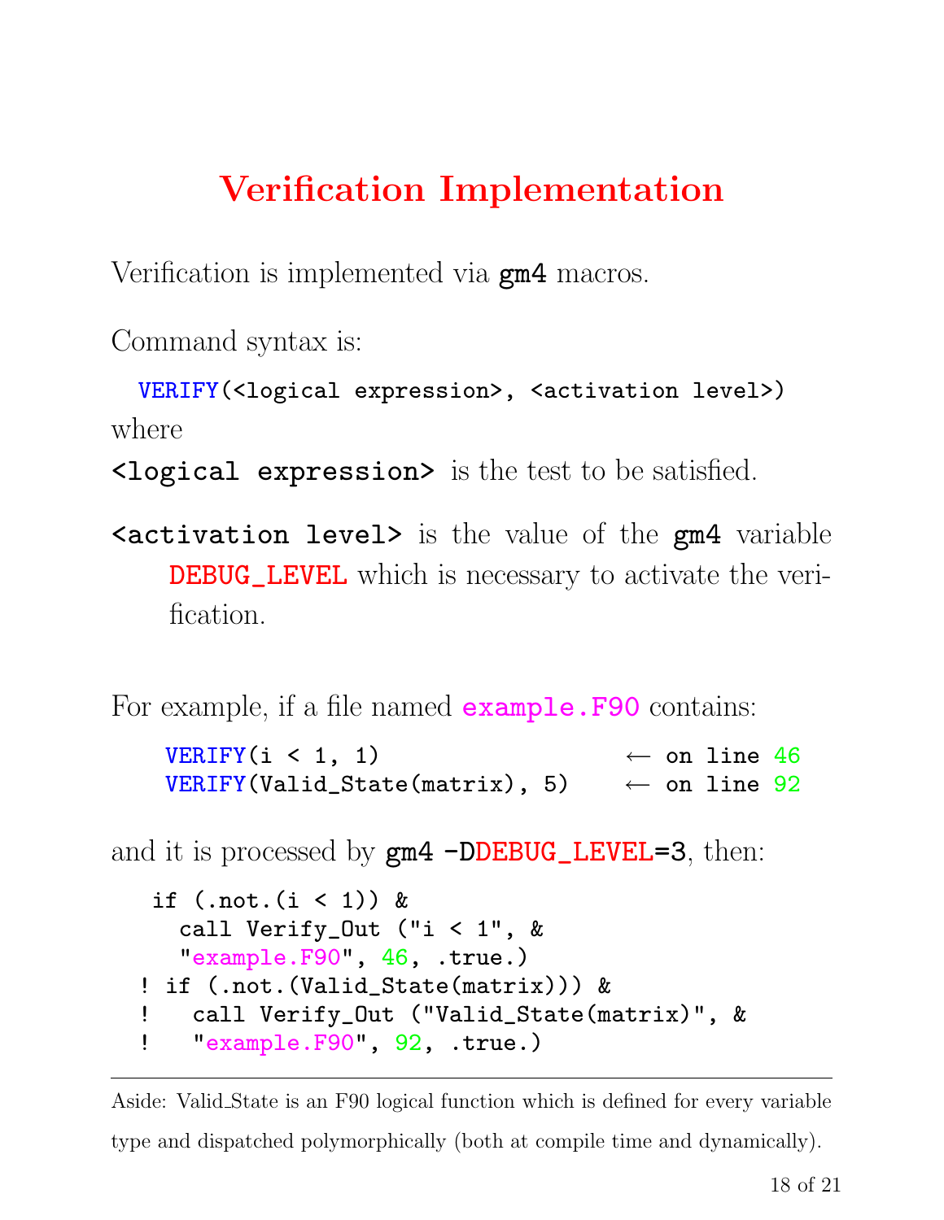# Verification Implementation

Verification is implemented via **gm4** macros.

Command syntax is:

```
VERIFY(<logical expression>, <activation level>)
```

where

**<logical expression>** is the test to be satisfied.

**<activation level>** is the value of the **gm4** variable DEBUG_LEVEL which is necessary to activate the verification.

For example, if a file named `example.F90` contains:

```
VERIFY(i < 1, 1)                    ← on line 46
VERIFY(Valid_State(matrix), 5)      ← on line 92
```

and it is processed by **gm4 -DDEBUG_LEVEL=3**, then:

```
  if (.not.(i < 1)) &
    call Verify_Out ("i < 1", &
    "example.F90", 46, .true.)
! if (.not.(Valid_State(matrix))) &
!   call Verify_Out ("Valid_State(matrix)", &
!   "example.F90", 92, .true.)
```

---

Aside: Valid_State is an F90 logical function which is defined for every variable type and dispatched polymorphically (both at compile time and dynamically).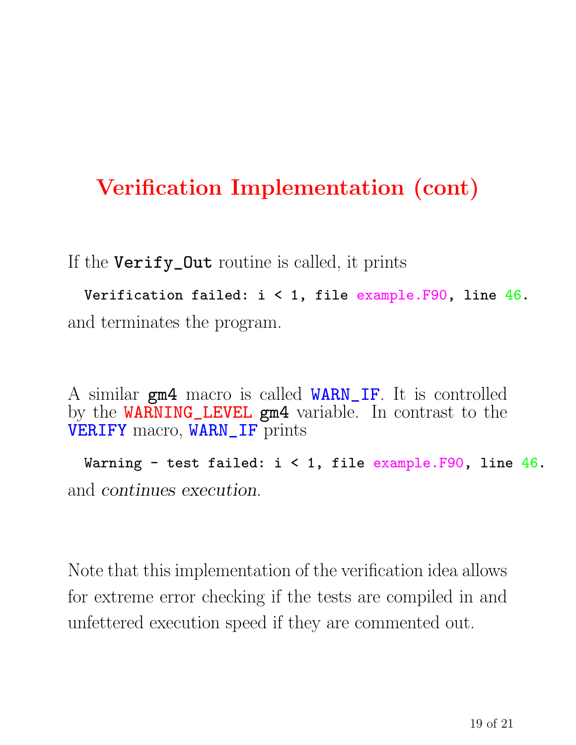# Verification Implementation (cont)

If the `Verify_Out` routine is called, it prints

```
Verification failed: i < 1, file example.F90, line 46.
```

and terminates the program.

A similar **gm4** macro is called `WARN_IF`. It is controlled by the `WARNING_LEVEL` **gm4** variable. In contrast to the `VERIFY` macro, `WARN_IF` prints

```
Warning - test failed: i < 1, file example.F90, line 46.
```

and *continues execution*.

Note that this implementation of the verification idea allows for extreme error checking if the tests are compiled in and unfettered execution speed if they are commented out.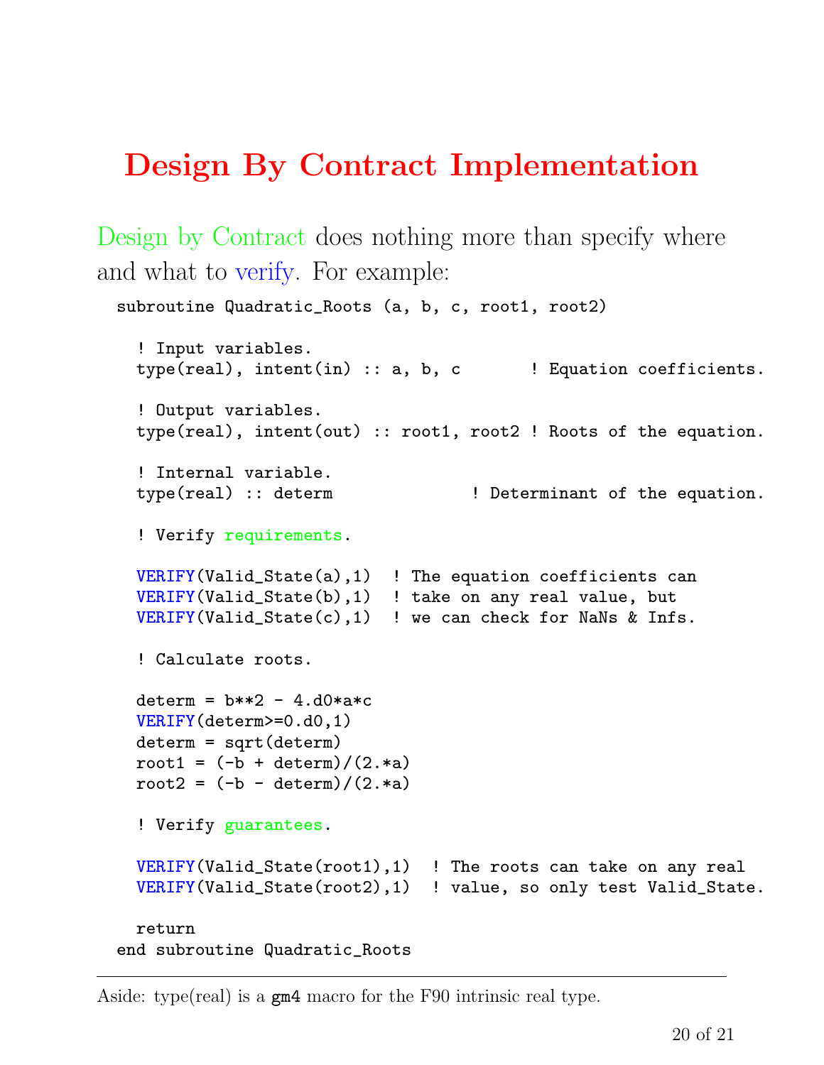# Design By Contract Implementation

Design by Contract does nothing more than specify where and what to verify. For example:

```
subroutine Quadratic_Roots (a, b, c, root1, root2)

  ! Input variables.
  type(real), intent(in) :: a, b, c       ! Equation coefficients.

  ! Output variables.
  type(real), intent(out) :: root1, root2 ! Roots of the equation.

  ! Internal variable.
  type(real) :: determ              ! Determinant of the equation.

  ! Verify requirements.

  VERIFY(Valid_State(a),1)  ! The equation coefficients can
  VERIFY(Valid_State(b),1)  ! take on any real value, but
  VERIFY(Valid_State(c),1)  ! we can check for NaNs & Infs.

  ! Calculate roots.

  determ = b**2 - 4.d0*a*c
  VERIFY(determ>=0.d0,1)
  determ = sqrt(determ)
  root1 = (-b + determ)/(2.*a)
  root2 = (-b - determ)/(2.*a)

  ! Verify guarantees.

  VERIFY(Valid_State(root1),1)  ! The roots can take on any real
  VERIFY(Valid_State(root2),1)  ! value, so only test Valid_State.

  return
end subroutine Quadratic_Roots
```

---

Aside: type(real) is a `gm4` macro for the F90 intrinsic real type.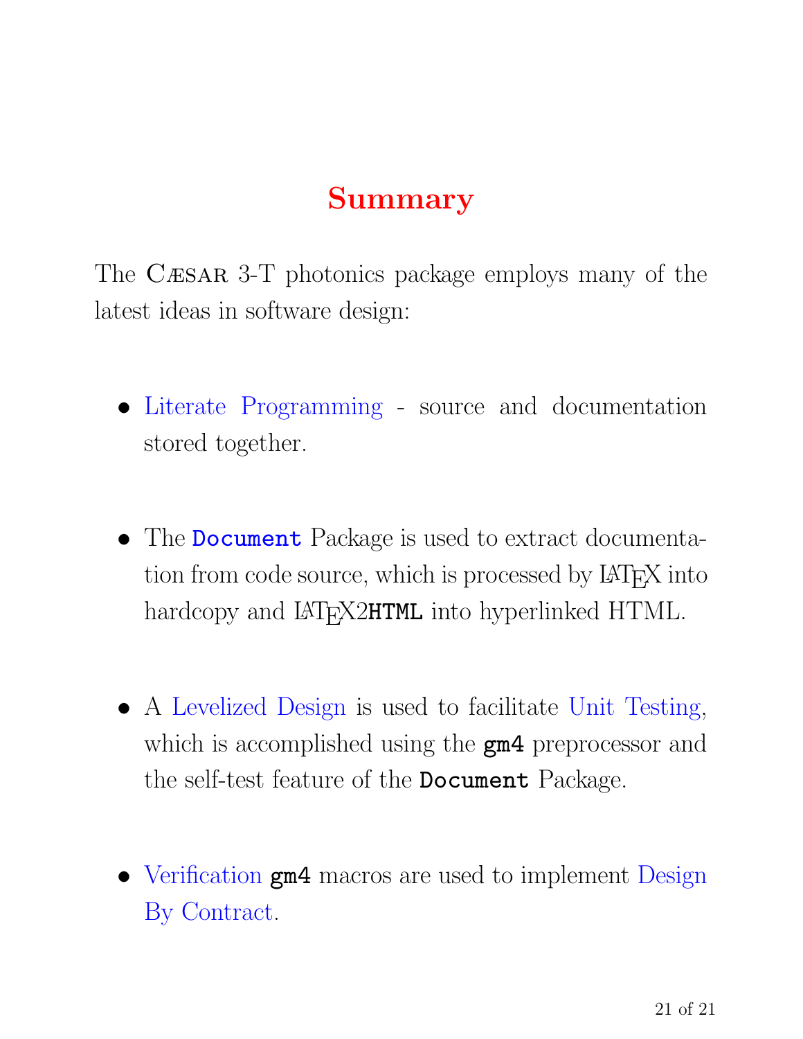# Summary

The CÆSAR 3-T photonics package employs many of the latest ideas in software design:

- Literate Programming - source and documentation stored together.
- The `Document` Package is used to extract documentation from code source, which is processed by LaTeX into hardcopy and LaTeX2`HTML` into hyperlinked HTML.
- A Levelized Design is used to facilitate Unit Testing, which is accomplished using the `gm4` preprocessor and the self-test feature of the `Document` Package.
- Verification `gm4` macros are used to implement Design By Contract.